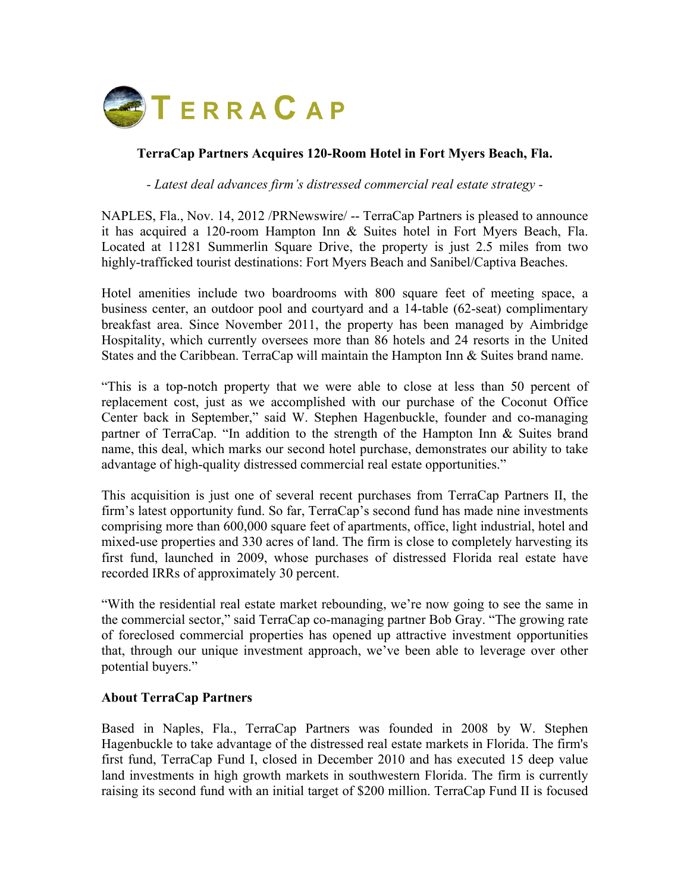TERRACAP

**TerraCap Partners Acquires 120-Room Hotel in Fort Myers Beach, Fla.**

*- Latest deal advances firm's distressed commercial real estate strategy -*

NAPLES, Fla., Nov. 14, 2012 /PRNewswire/ -- TerraCap Partners is pleased to announce it has acquired a 120-room Hampton Inn & Suites hotel in Fort Myers Beach, Fla. Located at 11281 Summerlin Square Drive, the property is just 2.5 miles from two highly-trafficked tourist destinations: Fort Myers Beach and Sanibel/Captiva Beaches.

Hotel amenities include two boardrooms with 800 square feet of meeting space, a business center, an outdoor pool and courtyard and a 14-table (62-seat) complimentary breakfast area. Since November 2011, the property has been managed by Aimbridge Hospitality, which currently oversees more than 86 hotels and 24 resorts in the United States and the Caribbean. TerraCap will maintain the Hampton Inn & Suites brand name.

"This is a top-notch property that we were able to close at less than 50 percent of replacement cost, just as we accomplished with our purchase of the Coconut Office Center back in September," said W. Stephen Hagenbuckle, founder and co-managing partner of TerraCap. "In addition to the strength of the Hampton Inn & Suites brand name, this deal, which marks our second hotel purchase, demonstrates our ability to take advantage of high-quality distressed commercial real estate opportunities."

This acquisition is just one of several recent purchases from TerraCap Partners II, the firm's latest opportunity fund. So far, TerraCap's second fund has made nine investments comprising more than 600,000 square feet of apartments, office, light industrial, hotel and mixed-use properties and 330 acres of land. The firm is close to completely harvesting its first fund, launched in 2009, whose purchases of distressed Florida real estate have recorded IRRs of approximately 30 percent.

"With the residential real estate market rebounding, we're now going to see the same in the commercial sector," said TerraCap co-managing partner Bob Gray. "The growing rate of foreclosed commercial properties has opened up attractive investment opportunities that, through our unique investment approach, we've been able to leverage over other potential buyers."

**About TerraCap Partners**

Based in Naples, Fla., TerraCap Partners was founded in 2008 by W. Stephen Hagenbuckle to take advantage of the distressed real estate markets in Florida. The firm's first fund, TerraCap Fund I, closed in December 2010 and has executed 15 deep value land investments in high growth markets in southwestern Florida. The firm is currently raising its second fund with an initial target of $200 million. TerraCap Fund II is focused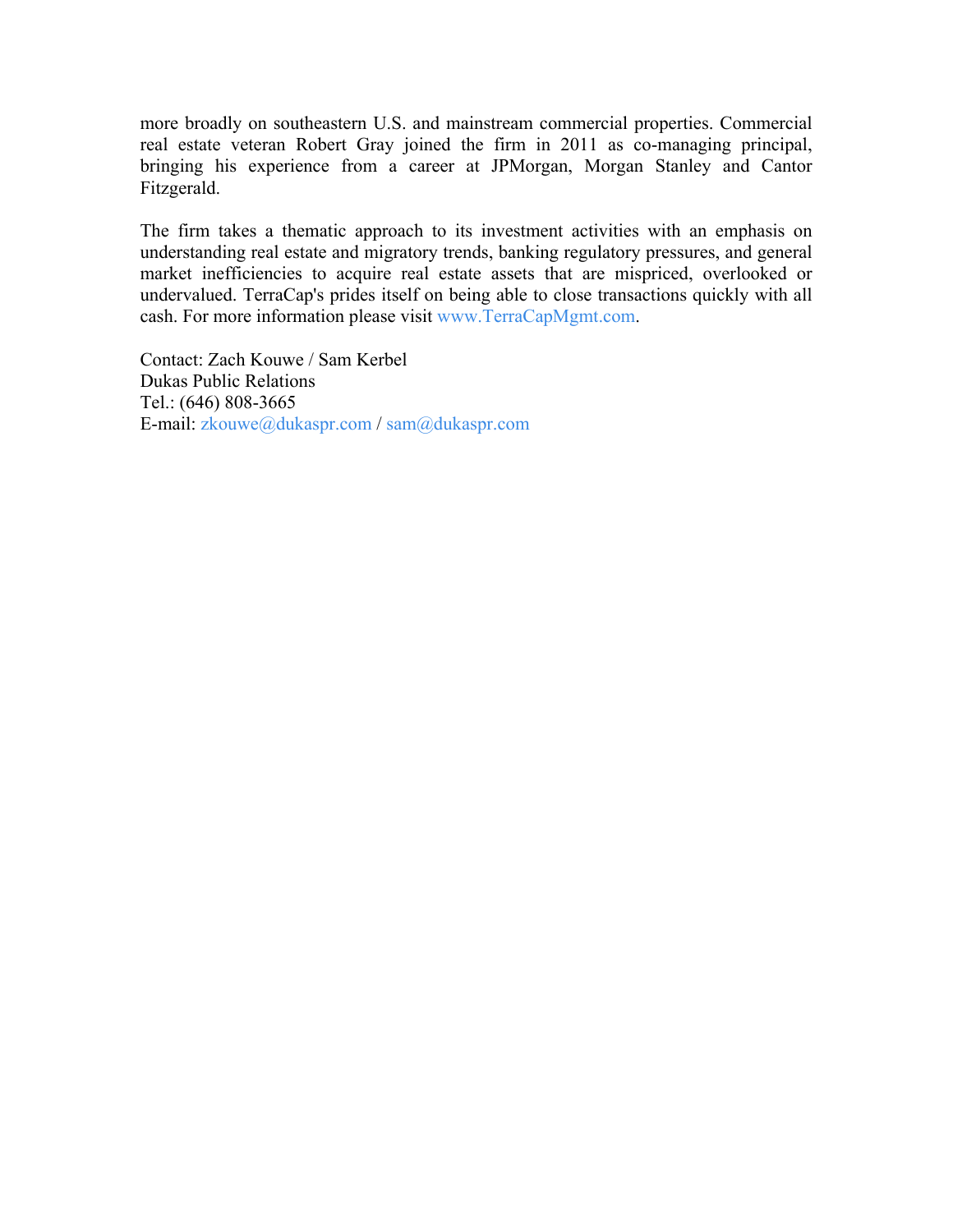more broadly on southeastern U.S. and mainstream commercial properties. Commercial real estate veteran Robert Gray joined the firm in 2011 as co-managing principal, bringing his experience from a career at JPMorgan, Morgan Stanley and Cantor Fitzgerald.

The firm takes a thematic approach to its investment activities with an emphasis on understanding real estate and migratory trends, banking regulatory pressures, and general market inefficiencies to acquire real estate assets that are mispriced, overlooked or undervalued. TerraCap's prides itself on being able to close transactions quickly with all cash. For more information please visit www.TerraCapMgmt.com.

Contact: Zach Kouwe / Sam Kerbel  
Dukas Public Relations  
Tel.: (646) 808-3665  
E-mail: zkouwe@dukaspr.com / sam@dukaspr.com